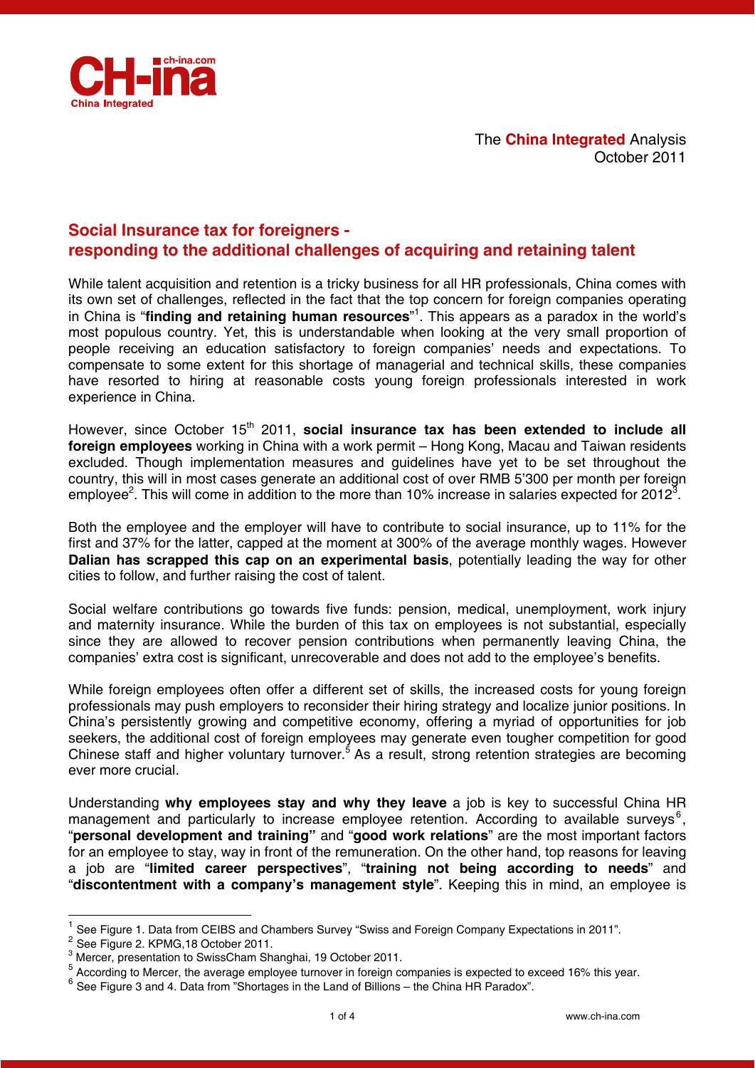The **China Integrated** Analysis
October 2011

## Social Insurance tax for foreigners - responding to the additional challenges of acquiring and retaining talent

While talent acquisition and retention is a tricky business for all HR professionals, China comes with its own set of challenges, reflected in the fact that the top concern for foreign companies operating in China is "**finding and retaining human resources**"[1]. This appears as a paradox in the world's most populous country. Yet, this is understandable when looking at the very small proportion of people receiving an education satisfactory to foreign companies' needs and expectations. To compensate to some extent for this shortage of managerial and technical skills, these companies have resorted to hiring at reasonable costs young foreign professionals interested in work experience in China.

However, since October 15th 2011, **social insurance tax has been extended to include all foreign employees** working in China with a work permit – Hong Kong, Macau and Taiwan residents excluded. Though implementation measures and guidelines have yet to be set throughout the country, this will in most cases generate an additional cost of over RMB 5'300 per month per foreign employee[2]. This will come in addition to the more than 10% increase in salaries expected for 2012[3].

Both the employee and the employer will have to contribute to social insurance, up to 11% for the first and 37% for the latter, capped at the moment at 300% of the average monthly wages. However **Dalian has scrapped this cap on an experimental basis**, potentially leading the way for other cities to follow, and further raising the cost of talent.

Social welfare contributions go towards five funds: pension, medical, unemployment, work injury and maternity insurance. While the burden of this tax on employees is not substantial, especially since they are allowed to recover pension contributions when permanently leaving China, the companies' extra cost is significant, unrecoverable and does not add to the employee's benefits.

While foreign employees often offer a different set of skills, the increased costs for young foreign professionals may push employers to reconsider their hiring strategy and localize junior positions. In China's persistently growing and competitive economy, offering a myriad of opportunities for job seekers, the additional cost of foreign employees may generate even tougher competition for good Chinese staff and higher voluntary turnover.[5] As a result, strong retention strategies are becoming ever more crucial.

Understanding **why employees stay and why they leave** a job is key to successful China HR management and particularly to increase employee retention. According to available surveys[6], "**personal development and training"** and "**good work relations**" are the most important factors for an employee to stay, way in front of the remuneration. On the other hand, top reasons for leaving a job are "**limited career perspectives**", "**training not being according to needs**" and "**discontentment with a company's management style**". Keeping this in mind, an employee is

---

[1] See Figure 1. Data from CEIBS and Chambers Survey "Swiss and Foreign Company Expectations in 2011".
[2] See Figure 2. KPMG,18 October 2011.
[3] Mercer, presentation to SwissCham Shanghai, 19 October 2011.
[5] According to Mercer, the average employee turnover in foreign companies is expected to exceed 16% this year.
[6] See Figure 3 and 4. Data from "Shortages in the Land of Billions – the China HR Paradox".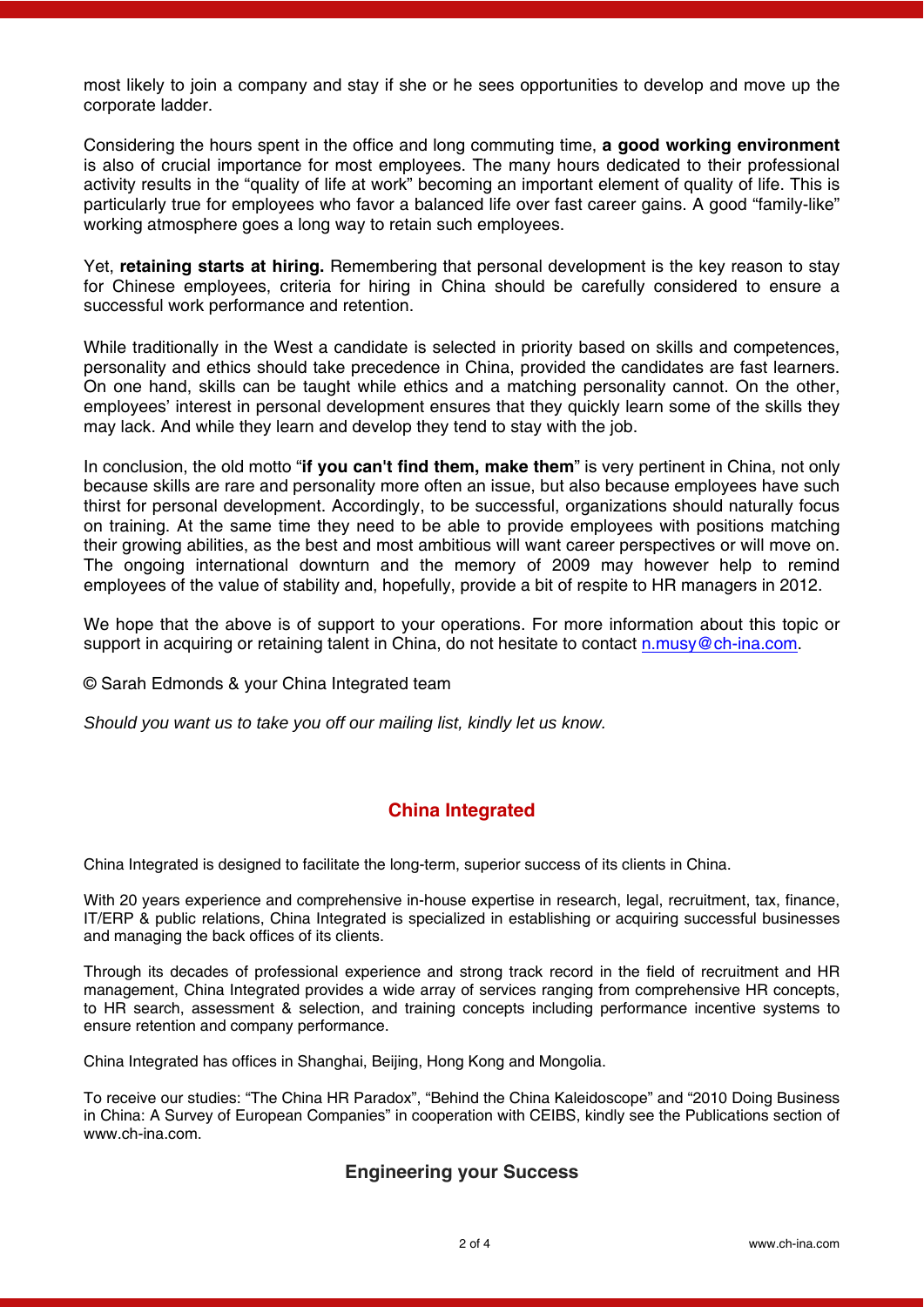most likely to join a company and stay if she or he sees opportunities to develop and move up the corporate ladder.

Considering the hours spent in the office and long commuting time, **a good working environment** is also of crucial importance for most employees. The many hours dedicated to their professional activity results in the "quality of life at work" becoming an important element of quality of life. This is particularly true for employees who favor a balanced life over fast career gains. A good "family-like" working atmosphere goes a long way to retain such employees.

Yet, **retaining starts at hiring.** Remembering that personal development is the key reason to stay for Chinese employees, criteria for hiring in China should be carefully considered to ensure a successful work performance and retention.

While traditionally in the West a candidate is selected in priority based on skills and competences, personality and ethics should take precedence in China, provided the candidates are fast learners. On one hand, skills can be taught while ethics and a matching personality cannot. On the other, employees' interest in personal development ensures that they quickly learn some of the skills they may lack. And while they learn and develop they tend to stay with the job.

In conclusion, the old motto "**if you can't find them, make them**" is very pertinent in China, not only because skills are rare and personality more often an issue, but also because employees have such thirst for personal development. Accordingly, to be successful, organizations should naturally focus on training. At the same time they need to be able to provide employees with positions matching their growing abilities, as the best and most ambitious will want career perspectives or will move on. The ongoing international downturn and the memory of 2009 may however help to remind employees of the value of stability and, hopefully, provide a bit of respite to HR managers in 2012.

We hope that the above is of support to your operations. For more information about this topic or support in acquiring or retaining talent in China, do not hesitate to contact n.musy@ch-ina.com.

© Sarah Edmonds & your China Integrated team

*Should you want us to take you off our mailing list, kindly let us know.*

## China Integrated

China Integrated is designed to facilitate the long-term, superior success of its clients in China.

With 20 years experience and comprehensive in-house expertise in research, legal, recruitment, tax, finance, IT/ERP & public relations, China Integrated is specialized in establishing or acquiring successful businesses and managing the back offices of its clients.

Through its decades of professional experience and strong track record in the field of recruitment and HR management, China Integrated provides a wide array of services ranging from comprehensive HR concepts, to HR search, assessment & selection, and training concepts including performance incentive systems to ensure retention and company performance.

China Integrated has offices in Shanghai, Beijing, Hong Kong and Mongolia.

To receive our studies: "The China HR Paradox", "Behind the China Kaleidoscope" and "2010 Doing Business in China: A Survey of European Companies" in cooperation with CEIBS, kindly see the Publications section of www.ch-ina.com.

**Engineering your Success**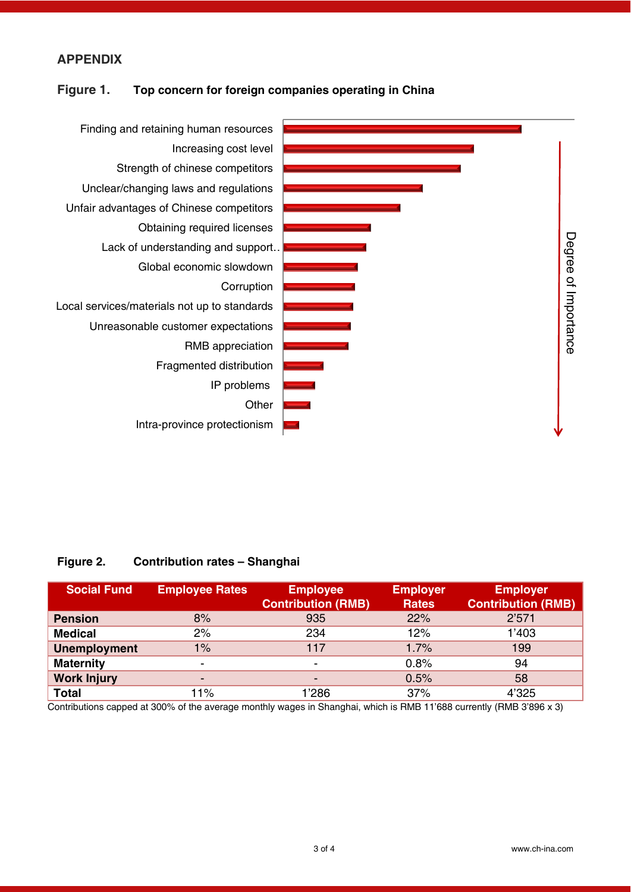## APPENDIX

**Figure 1. Top concern for foreign companies operating in China**

- Finding and retaining human resources
- Increasing cost level
- Strength of chinese competitors
- Unclear/changing laws and regulations
- Unfair advantages of Chinese competitors
- Obtaining required licenses
- Lack of understanding and support..
- Global economic slowdown
- Corruption
- Local services/materials not up to standards
- Unreasonable customer expectations
- RMB appreciation
- Fragmented distribution
- IP problems
- Other
- Intra-province protectionism

Degree of Importance

**Figure 2. Contribution rates – Shanghai**

| Social Fund | Employee Rates | Employee Contribution (RMB) | Employer Rates | Employer Contribution (RMB) |
|---|---|---|---|---|
| **Pension** | 8% | 935 | 22% | 2'571 |
| **Medical** | 2% | 234 | 12% | 1'403 |
| **Unemployment** | 1% | 117 | 1.7% | 199 |
| **Maternity** | - | - | 0.8% | 94 |
| **Work Injury** | - | - | 0.5% | 58 |
| **Total** | 11% | 1'286 | 37% | 4'325 |

Contributions capped at 300% of the average monthly wages in Shanghai, which is RMB 11'688 currently (RMB 3'896 x 3)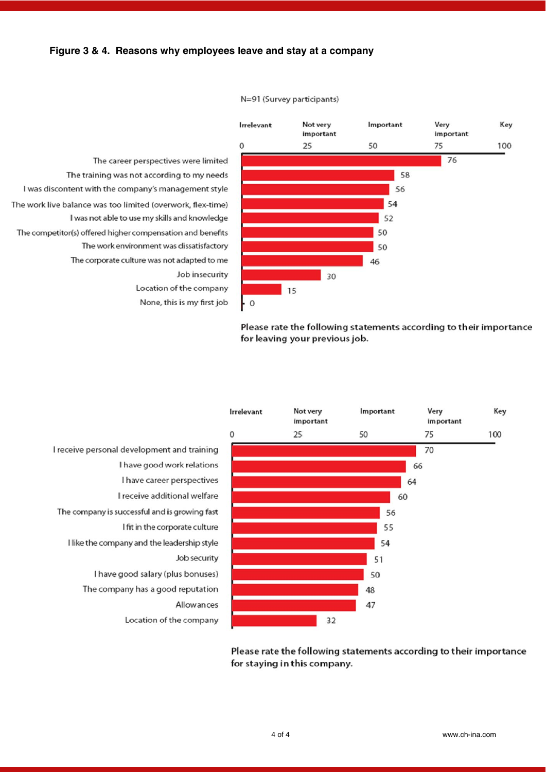**Figure 3 & 4. Reasons why employees leave and stay at a company**

N=91 (Survey participants)

Irrelevant
Not very important
Important
Very important
Key

0
25
50
75
100

The career perspectives were limited 76
The training was not according to my needs 58
I was discontent with the company's management style 56
The work live balance was too limited (overwork, flex-time) 54
I was not able to use my skills and knowledge 52
The competitor(s) offered higher compensation and benefits 50
The work environment was dissatisfactory 50
The corporate culture was not adapted to me 46
Job insecurity 30
Location of the company 15
None, this is my first job 0

Please rate the following statements according to their importance for leaving your previous job.

Irrelevant
Not very important
Important
Very important
Key

0
25
50
75
100

I receive personal development and training 70
I have good work relations 66
I have career perspectives 64
I receive additional welfare 60
The company is successful and is growing fast 56
I fit in the corporate culture 55
I like the company and the leadership style 54
Job security 51
I have good salary (plus bonuses) 50
The company has a good reputation 48
Allowances 47
Location of the company 32

Please rate the following statements according to their importance for staying in this company.